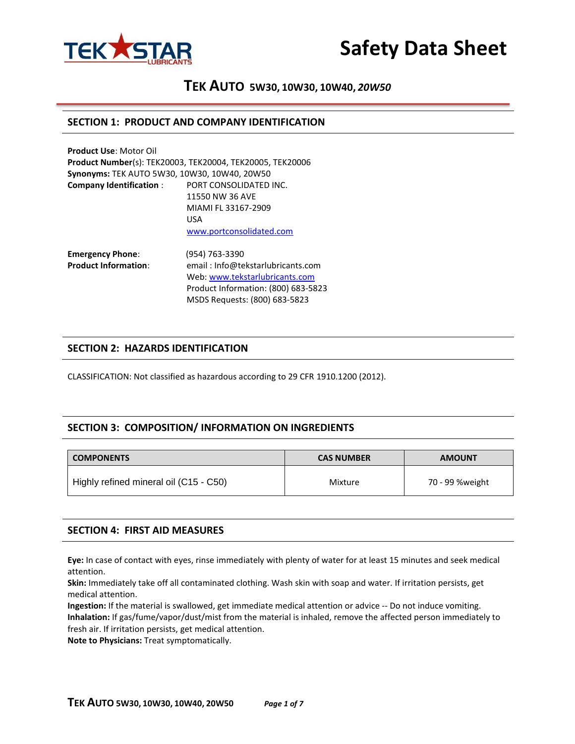# Safety Data Sheet

## TEK AUTO 5W30, 10W30, 10W40, *20W50*

## SECTION 1: PRODUCT AND COMPANY IDENTIFICATION

**Product Use**: Motor Oil
**Product Number**(s): TEK20003, TEK20004, TEK20005, TEK20006
**Synonyms:** TEK AUTO 5W30, 10W30, 10W40, 20W50
**Company Identification** : PORT CONSOLIDATED INC.
11550 NW 36 AVE
MIAMI FL 33167-2909
USA
www.portconsolidated.com

**Emergency Phone**: (954) 763-3390
**Product Information**: email : Info@tekstarlubricants.com
Web: www.tekstarlubricants.com
Product Information: (800) 683-5823
MSDS Requests: (800) 683-5823

## SECTION 2: HAZARDS IDENTIFICATION

CLASSIFICATION: Not classified as hazardous according to 29 CFR 1910.1200 (2012).

## SECTION 3: COMPOSITION/ INFORMATION ON INGREDIENTS

| COMPONENTS | CAS NUMBER | AMOUNT |
| --- | --- | --- |
| Highly refined mineral oil (C15 - C50) | Mixture | 70 - 99 %weight |

## SECTION 4: FIRST AID MEASURES

**Eye:** In case of contact with eyes, rinse immediately with plenty of water for at least 15 minutes and seek medical attention.
**Skin:** Immediately take off all contaminated clothing. Wash skin with soap and water. If irritation persists, get medical attention.
**Ingestion:** If the material is swallowed, get immediate medical attention or advice -- Do not induce vomiting.
**Inhalation:** If gas/fume/vapor/dust/mist from the material is inhaled, remove the affected person immediately to fresh air. If irritation persists, get medical attention.
**Note to Physicians:** Treat symptomatically.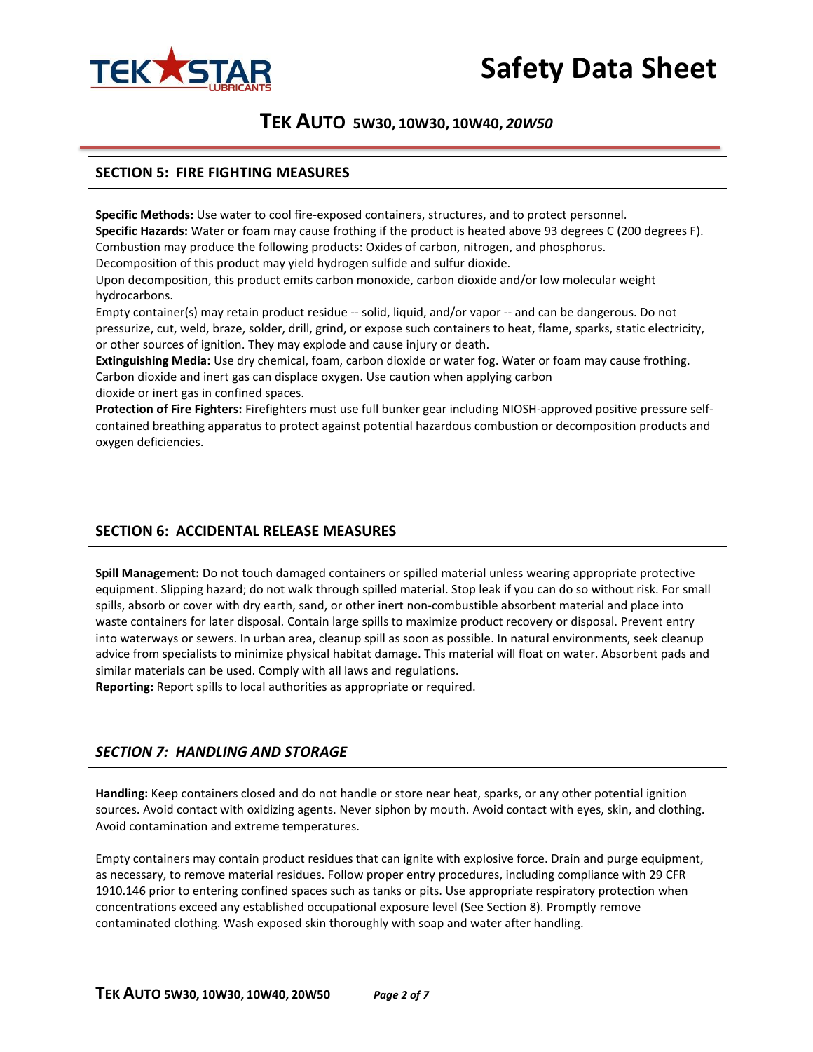## SECTION 5: FIRE FIGHTING MEASURES

**Specific Methods:** Use water to cool fire-exposed containers, structures, and to protect personnel.
**Specific Hazards:** Water or foam may cause frothing if the product is heated above 93 degrees C (200 degrees F).
Combustion may produce the following products: Oxides of carbon, nitrogen, and phosphorus.
Decomposition of this product may yield hydrogen sulfide and sulfur dioxide.
Upon decomposition, this product emits carbon monoxide, carbon dioxide and/or low molecular weight hydrocarbons.
Empty container(s) may retain product residue -- solid, liquid, and/or vapor -- and can be dangerous. Do not pressurize, cut, weld, braze, solder, drill, grind, or expose such containers to heat, flame, sparks, static electricity, or other sources of ignition. They may explode and cause injury or death.
**Extinguishing Media:** Use dry chemical, foam, carbon dioxide or water fog. Water or foam may cause frothing. Carbon dioxide and inert gas can displace oxygen. Use caution when applying carbon
dioxide or inert gas in confined spaces.
**Protection of Fire Fighters:** Firefighters must use full bunker gear including NIOSH-approved positive pressure self-contained breathing apparatus to protect against potential hazardous combustion or decomposition products and oxygen deficiencies.

## SECTION 6: ACCIDENTAL RELEASE MEASURES

**Spill Management:** Do not touch damaged containers or spilled material unless wearing appropriate protective equipment. Slipping hazard; do not walk through spilled material. Stop leak if you can do so without risk. For small spills, absorb or cover with dry earth, sand, or other inert non-combustible absorbent material and place into waste containers for later disposal. Contain large spills to maximize product recovery or disposal. Prevent entry into waterways or sewers. In urban area, cleanup spill as soon as possible. In natural environments, seek cleanup advice from specialists to minimize physical habitat damage. This material will float on water. Absorbent pads and similar materials can be used. Comply with all laws and regulations.
**Reporting:** Report spills to local authorities as appropriate or required.

## *SECTION 7: HANDLING AND STORAGE*

**Handling:** Keep containers closed and do not handle or store near heat, sparks, or any other potential ignition sources. Avoid contact with oxidizing agents. Never siphon by mouth. Avoid contact with eyes, skin, and clothing. Avoid contamination and extreme temperatures.

Empty containers may contain product residues that can ignite with explosive force. Drain and purge equipment, as necessary, to remove material residues. Follow proper entry procedures, including compliance with 29 CFR 1910.146 prior to entering confined spaces such as tanks or pits. Use appropriate respiratory protection when concentrations exceed any established occupational exposure level (See Section 8). Promptly remove contaminated clothing. Wash exposed skin thoroughly with soap and water after handling.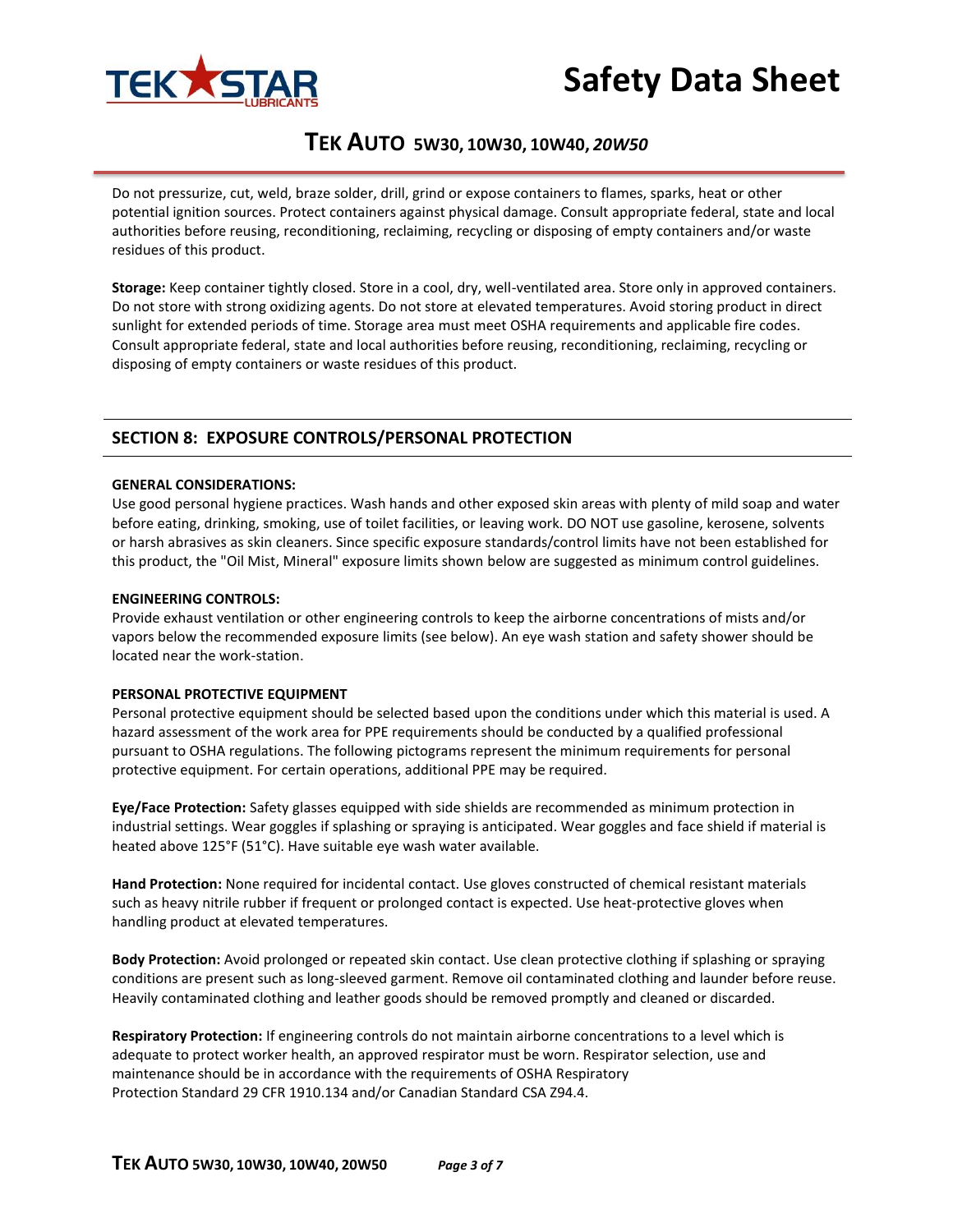Do not pressurize, cut, weld, braze solder, drill, grind or expose containers to flames, sparks, heat or other potential ignition sources. Protect containers against physical damage. Consult appropriate federal, state and local authorities before reusing, reconditioning, reclaiming, recycling or disposing of empty containers and/or waste residues of this product.

**Storage:** Keep container tightly closed. Store in a cool, dry, well-ventilated area. Store only in approved containers. Do not store with strong oxidizing agents. Do not store at elevated temperatures. Avoid storing product in direct sunlight for extended periods of time. Storage area must meet OSHA requirements and applicable fire codes. Consult appropriate federal, state and local authorities before reusing, reconditioning, reclaiming, recycling or disposing of empty containers or waste residues of this product.

## SECTION 8: EXPOSURE CONTROLS/PERSONAL PROTECTION

**GENERAL CONSIDERATIONS:**

Use good personal hygiene practices. Wash hands and other exposed skin areas with plenty of mild soap and water before eating, drinking, smoking, use of toilet facilities, or leaving work. DO NOT use gasoline, kerosene, solvents or harsh abrasives as skin cleaners. Since specific exposure standards/control limits have not been established for this product, the "Oil Mist, Mineral" exposure limits shown below are suggested as minimum control guidelines.

**ENGINEERING CONTROLS:**

Provide exhaust ventilation or other engineering controls to keep the airborne concentrations of mists and/or vapors below the recommended exposure limits (see below). An eye wash station and safety shower should be located near the work-station.

**PERSONAL PROTECTIVE EQUIPMENT**

Personal protective equipment should be selected based upon the conditions under which this material is used. A hazard assessment of the work area for PPE requirements should be conducted by a qualified professional pursuant to OSHA regulations. The following pictograms represent the minimum requirements for personal protective equipment. For certain operations, additional PPE may be required.

**Eye/Face Protection:** Safety glasses equipped with side shields are recommended as minimum protection in industrial settings. Wear goggles if splashing or spraying is anticipated. Wear goggles and face shield if material is heated above 125°F (51°C). Have suitable eye wash water available.

**Hand Protection:** None required for incidental contact. Use gloves constructed of chemical resistant materials such as heavy nitrile rubber if frequent or prolonged contact is expected. Use heat-protective gloves when handling product at elevated temperatures.

**Body Protection:** Avoid prolonged or repeated skin contact. Use clean protective clothing if splashing or spraying conditions are present such as long-sleeved garment. Remove oil contaminated clothing and launder before reuse. Heavily contaminated clothing and leather goods should be removed promptly and cleaned or discarded.

**Respiratory Protection:** If engineering controls do not maintain airborne concentrations to a level which is adequate to protect worker health, an approved respirator must be worn. Respirator selection, use and maintenance should be in accordance with the requirements of OSHA Respiratory Protection Standard 29 CFR 1910.134 and/or Canadian Standard CSA Z94.4.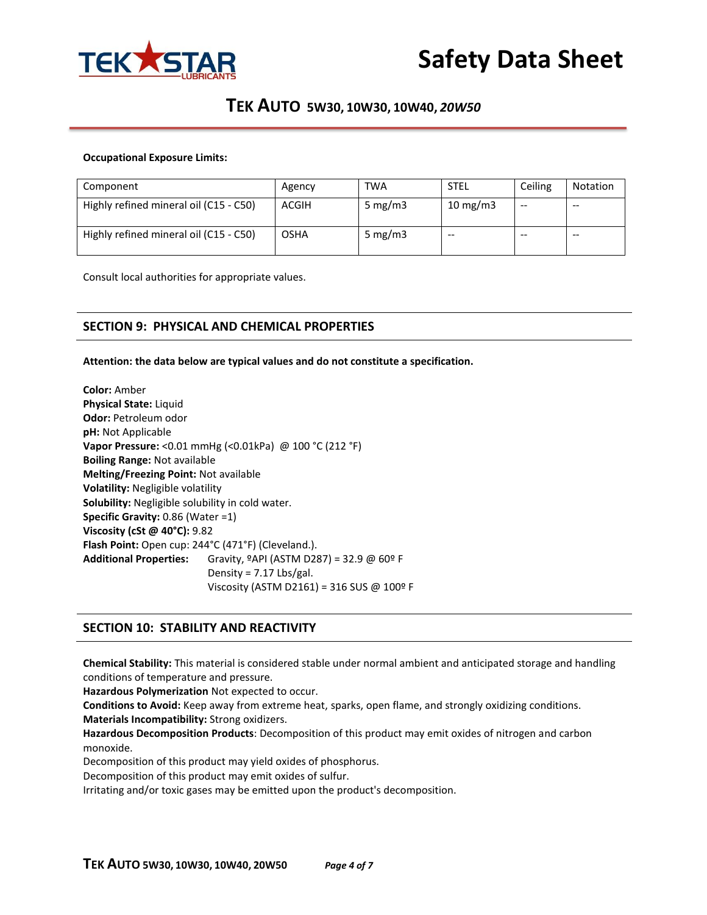**Occupational Exposure Limits:**

| Component | Agency | TWA | STEL | Ceiling | Notation |
|---|---|---|---|---|---|
| Highly refined mineral oil (C15 - C50) | ACGIH | 5 mg/m3 | 10 mg/m3 | -- | -- |
| Highly refined mineral oil (C15 - C50) | OSHA | 5 mg/m3 | -- | -- | -- |

Consult local authorities for appropriate values.

## SECTION 9: PHYSICAL AND CHEMICAL PROPERTIES

**Attention: the data below are typical values and do not constitute a specification.**

**Color:** Amber
**Physical State:** Liquid
**Odor:** Petroleum odor
**pH:** Not Applicable
**Vapor Pressure:** <0.01 mmHg (<0.01kPa) @ 100 °C (212 °F)
**Boiling Range:** Not available
**Melting/Freezing Point:** Not available
**Volatility:** Negligible volatility
**Solubility:** Negligible solubility in cold water.
**Specific Gravity:** 0.86 (Water =1)
**Viscosity (cSt @ 40°C):** 9.82
**Flash Point:** Open cup: 244°C (471°F) (Cleveland.).
**Additional Properties:** Gravity, ºAPI (ASTM D287) = 32.9 @ 60º F
Density = 7.17 Lbs/gal.
Viscosity (ASTM D2161) = 316 SUS @ 100º F

## SECTION 10: STABILITY AND REACTIVITY

**Chemical Stability:** This material is considered stable under normal ambient and anticipated storage and handling conditions of temperature and pressure.
**Hazardous Polymerization** Not expected to occur.
**Conditions to Avoid:** Keep away from extreme heat, sparks, open flame, and strongly oxidizing conditions.
**Materials Incompatibility:** Strong oxidizers.
**Hazardous Decomposition Products**: Decomposition of this product may emit oxides of nitrogen and carbon monoxide.
Decomposition of this product may yield oxides of phosphorus.
Decomposition of this product may emit oxides of sulfur.
Irritating and/or toxic gases may be emitted upon the product's decomposition.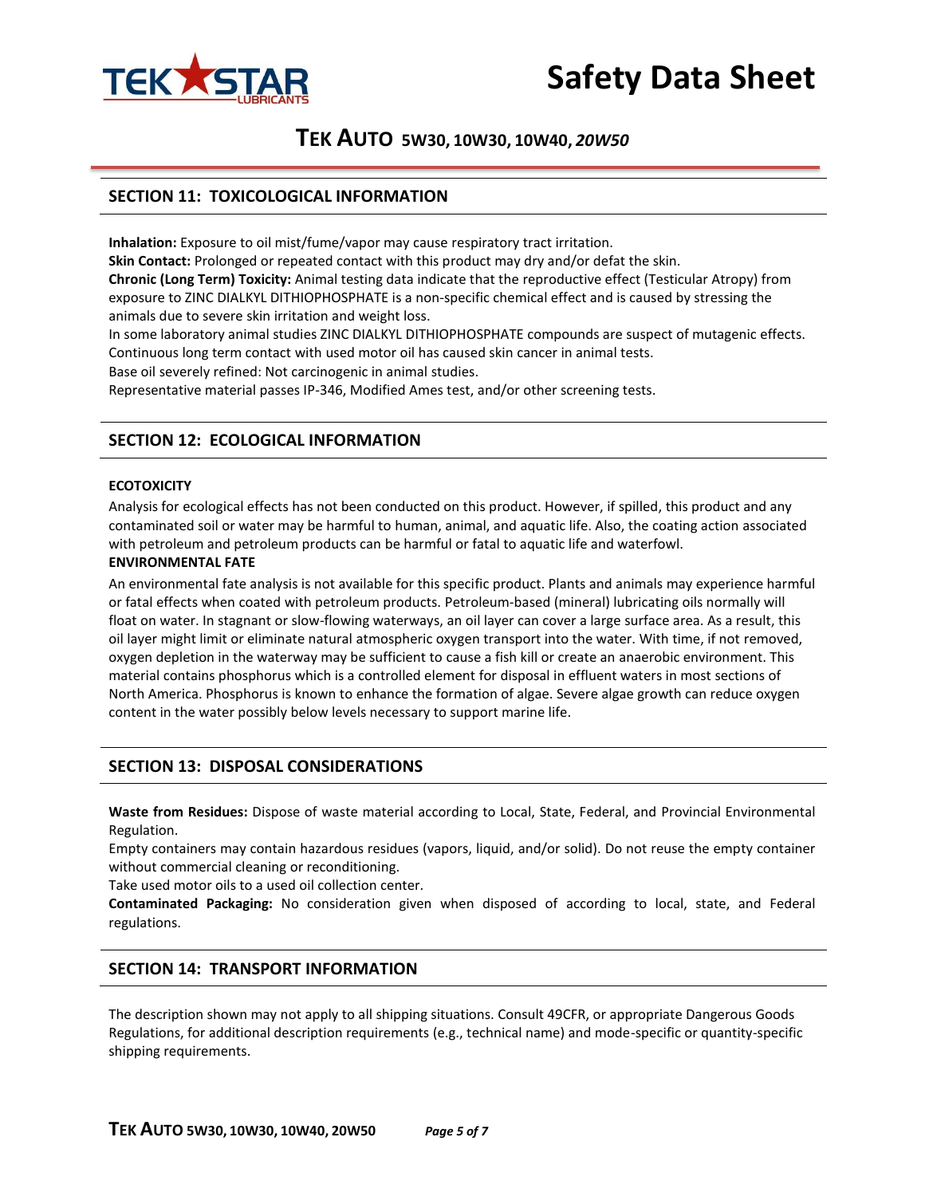## SECTION 11: TOXICOLOGICAL INFORMATION

**Inhalation:** Exposure to oil mist/fume/vapor may cause respiratory tract irritation.
**Skin Contact:** Prolonged or repeated contact with this product may dry and/or defat the skin.
**Chronic (Long Term) Toxicity:** Animal testing data indicate that the reproductive effect (Testicular Atropy) from exposure to ZINC DIALKYL DITHIOPHOSPHATE is a non-specific chemical effect and is caused by stressing the animals due to severe skin irritation and weight loss.
In some laboratory animal studies ZINC DIALKYL DITHIOPHOSPHATE compounds are suspect of mutagenic effects.
Continuous long term contact with used motor oil has caused skin cancer in animal tests.
Base oil severely refined: Not carcinogenic in animal studies.
Representative material passes IP-346, Modified Ames test, and/or other screening tests.

## SECTION 12: ECOLOGICAL INFORMATION

**ECOTOXICITY**

Analysis for ecological effects has not been conducted on this product. However, if spilled, this product and any contaminated soil or water may be harmful to human, animal, and aquatic life. Also, the coating action associated with petroleum and petroleum products can be harmful or fatal to aquatic life and waterfowl.

**ENVIRONMENTAL FATE**

An environmental fate analysis is not available for this specific product. Plants and animals may experience harmful or fatal effects when coated with petroleum products. Petroleum-based (mineral) lubricating oils normally will float on water. In stagnant or slow-flowing waterways, an oil layer can cover a large surface area. As a result, this oil layer might limit or eliminate natural atmospheric oxygen transport into the water. With time, if not removed, oxygen depletion in the waterway may be sufficient to cause a fish kill or create an anaerobic environment. This material contains phosphorus which is a controlled element for disposal in effluent waters in most sections of North America. Phosphorus is known to enhance the formation of algae. Severe algae growth can reduce oxygen content in the water possibly below levels necessary to support marine life.

## SECTION 13: DISPOSAL CONSIDERATIONS

**Waste from Residues:** Dispose of waste material according to Local, State, Federal, and Provincial Environmental Regulation.
Empty containers may contain hazardous residues (vapors, liquid, and/or solid). Do not reuse the empty container without commercial cleaning or reconditioning.
Take used motor oils to a used oil collection center.
**Contaminated Packaging:** No consideration given when disposed of according to local, state, and Federal regulations.

## SECTION 14: TRANSPORT INFORMATION

The description shown may not apply to all shipping situations. Consult 49CFR, or appropriate Dangerous Goods Regulations, for additional description requirements (e.g., technical name) and mode-specific or quantity-specific shipping requirements.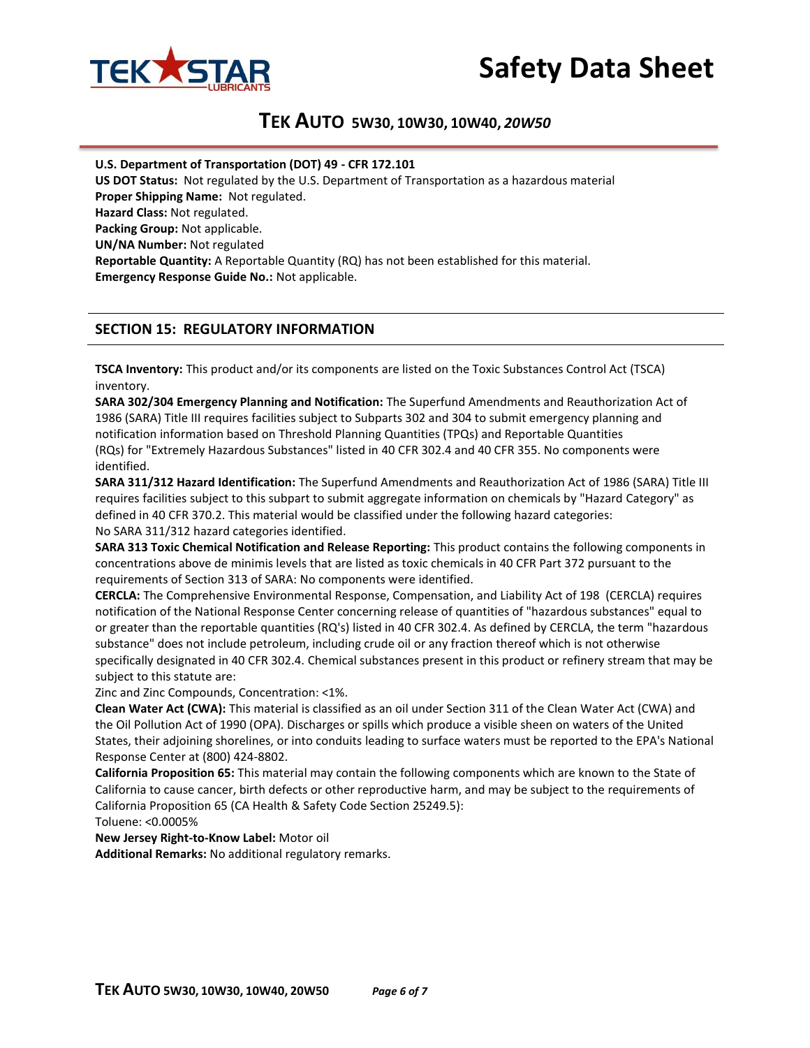**U.S. Department of Transportation (DOT) 49 - CFR 172.101**
**US DOT Status:** Not regulated by the U.S. Department of Transportation as a hazardous material
**Proper Shipping Name:** Not regulated.
**Hazard Class:** Not regulated.
**Packing Group:** Not applicable.
**UN/NA Number:** Not regulated
**Reportable Quantity:** A Reportable Quantity (RQ) has not been established for this material.
**Emergency Response Guide No.:** Not applicable.

## SECTION 15: REGULATORY INFORMATION

**TSCA Inventory:** This product and/or its components are listed on the Toxic Substances Control Act (TSCA) inventory.
**SARA 302/304 Emergency Planning and Notification:** The Superfund Amendments and Reauthorization Act of 1986 (SARA) Title III requires facilities subject to Subparts 302 and 304 to submit emergency planning and notification information based on Threshold Planning Quantities (TPQs) and Reportable Quantities (RQs) for "Extremely Hazardous Substances" listed in 40 CFR 302.4 and 40 CFR 355. No components were identified.
**SARA 311/312 Hazard Identification:** The Superfund Amendments and Reauthorization Act of 1986 (SARA) Title III requires facilities subject to this subpart to submit aggregate information on chemicals by "Hazard Category" as defined in 40 CFR 370.2. This material would be classified under the following hazard categories:
No SARA 311/312 hazard categories identified.
**SARA 313 Toxic Chemical Notification and Release Reporting:** This product contains the following components in concentrations above de minimis levels that are listed as toxic chemicals in 40 CFR Part 372 pursuant to the requirements of Section 313 of SARA: No components were identified.
**CERCLA:** The Comprehensive Environmental Response, Compensation, and Liability Act of 198 (CERCLA) requires notification of the National Response Center concerning release of quantities of "hazardous substances" equal to or greater than the reportable quantities (RQ's) listed in 40 CFR 302.4. As defined by CERCLA, the term "hazardous substance" does not include petroleum, including crude oil or any fraction thereof which is not otherwise specifically designated in 40 CFR 302.4. Chemical substances present in this product or refinery stream that may be subject to this statute are:
Zinc and Zinc Compounds, Concentration: <1%.
**Clean Water Act (CWA):** This material is classified as an oil under Section 311 of the Clean Water Act (CWA) and the Oil Pollution Act of 1990 (OPA). Discharges or spills which produce a visible sheen on waters of the United States, their adjoining shorelines, or into conduits leading to surface waters must be reported to the EPA's National Response Center at (800) 424-8802.
**California Proposition 65:** This material may contain the following components which are known to the State of California to cause cancer, birth defects or other reproductive harm, and may be subject to the requirements of California Proposition 65 (CA Health & Safety Code Section 25249.5):
Toluene: <0.0005%
**New Jersey Right-to-Know Label:** Motor oil
**Additional Remarks:** No additional regulatory remarks.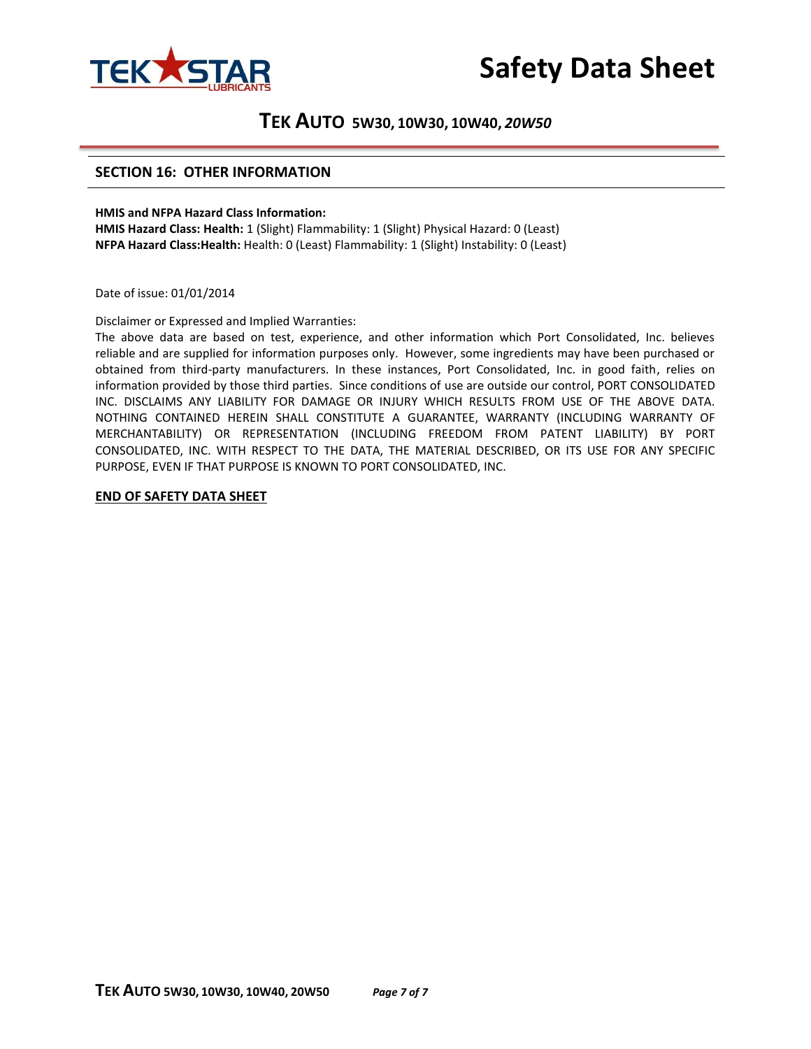## SECTION 16: OTHER INFORMATION

**HMIS and NFPA Hazard Class Information:**
**HMIS Hazard Class: Health:** 1 (Slight) Flammability: 1 (Slight) Physical Hazard: 0 (Least)
**NFPA Hazard Class:Health:** Health: 0 (Least) Flammability: 1 (Slight) Instability: 0 (Least)

Date of issue: 01/01/2014

Disclaimer or Expressed and Implied Warranties:
The above data are based on test, experience, and other information which Port Consolidated, Inc. believes reliable and are supplied for information purposes only. However, some ingredients may have been purchased or obtained from third-party manufacturers. In these instances, Port Consolidated, Inc. in good faith, relies on information provided by those third parties. Since conditions of use are outside our control, PORT CONSOLIDATED INC. DISCLAIMS ANY LIABILITY FOR DAMAGE OR INJURY WHICH RESULTS FROM USE OF THE ABOVE DATA. NOTHING CONTAINED HEREIN SHALL CONSTITUTE A GUARANTEE, WARRANTY (INCLUDING WARRANTY OF MERCHANTABILITY) OR REPRESENTATION (INCLUDING FREEDOM FROM PATENT LIABILITY) BY PORT CONSOLIDATED, INC. WITH RESPECT TO THE DATA, THE MATERIAL DESCRIBED, OR ITS USE FOR ANY SPECIFIC PURPOSE, EVEN IF THAT PURPOSE IS KNOWN TO PORT CONSOLIDATED, INC.

**END OF SAFETY DATA SHEET**